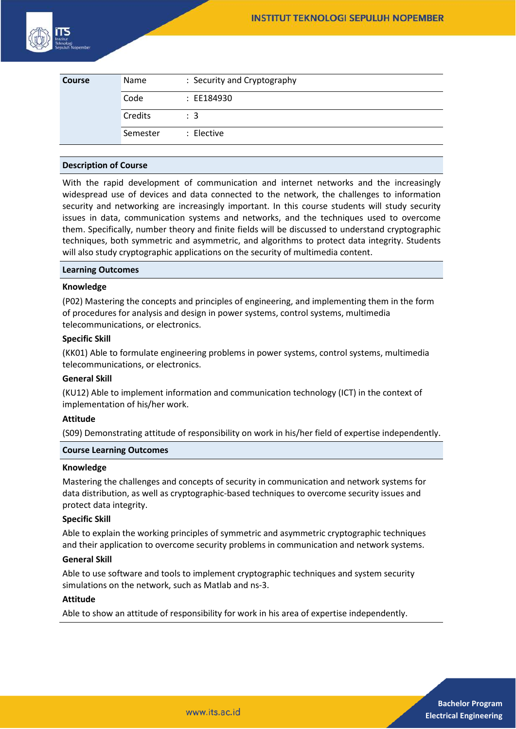| Course | | |
|---|---|---|
| | Name | : Security and Cryptography |
| | Code | : EE184930 |
| | Credits | : 3 |
| | Semester | : Elective |

## Description of Course

With the rapid development of communication and internet networks and the increasingly widespread use of devices and data connected to the network, the challenges to information security and networking are increasingly important. In this course students will study security issues in data, communication systems and networks, and the techniques used to overcome them. Specifically, number theory and finite fields will be discussed to understand cryptographic techniques, both symmetric and asymmetric, and algorithms to protect data integrity. Students will also study cryptographic applications on the security of multimedia content.

## Learning Outcomes

### Knowledge

(P02) Mastering the concepts and principles of engineering, and implementing them in the form of procedures for analysis and design in power systems, control systems, multimedia telecommunications, or electronics.

### Specific Skill

(KK01) Able to formulate engineering problems in power systems, control systems, multimedia telecommunications, or electronics.

### General Skill

(KU12) Able to implement information and communication technology (ICT) in the context of implementation of his/her work.

### Attitude

(S09) Demonstrating attitude of responsibility on work in his/her field of expertise independently.

## Course Learning Outcomes

### Knowledge

Mastering the challenges and concepts of security in communication and network systems for data distribution, as well as cryptographic-based techniques to overcome security issues and protect data integrity.

### Specific Skill

Able to explain the working principles of symmetric and asymmetric cryptographic techniques and their application to overcome security problems in communication and network systems.

### General Skill

Able to use software and tools to implement cryptographic techniques and system security simulations on the network, such as Matlab and ns-3.

### Attitude

Able to show an attitude of responsibility for work in his area of expertise independently.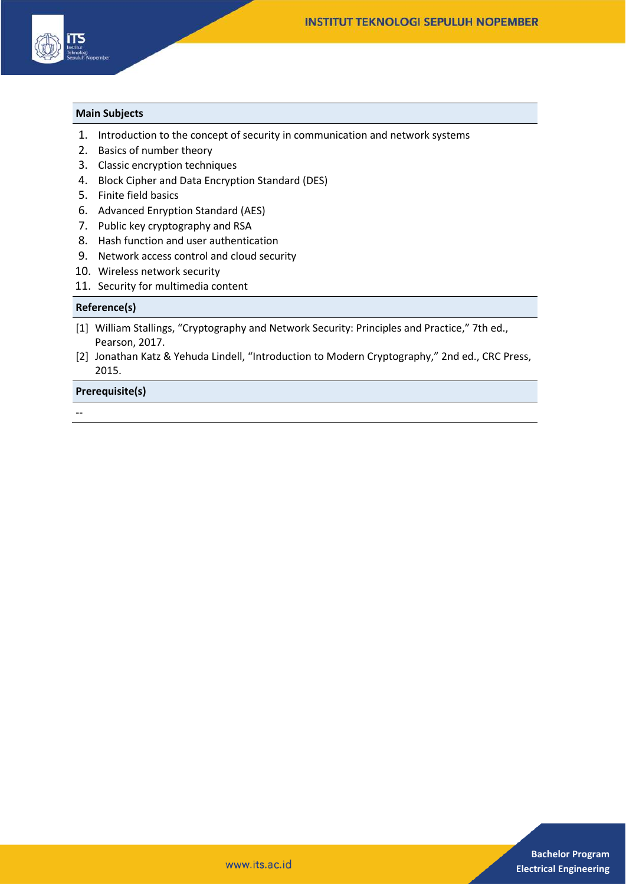**Main Subjects**

1. Introduction to the concept of security in communication and network systems
2. Basics of number theory
3. Classic encryption techniques
4. Block Cipher and Data Encryption Standard (DES)
5. Finite field basics
6. Advanced Enryption Standard (AES)
7. Public key cryptography and RSA
8. Hash function and user authentication
9. Network access control and cloud security
10. Wireless network security
11. Security for multimedia content

**Reference(s)**

[1] William Stallings, “Cryptography and Network Security: Principles and Practice,” 7th ed., Pearson, 2017.

[2] Jonathan Katz & Yehuda Lindell, “Introduction to Modern Cryptography,” 2nd ed., CRC Press, 2015.

**Prerequisite(s)**

--